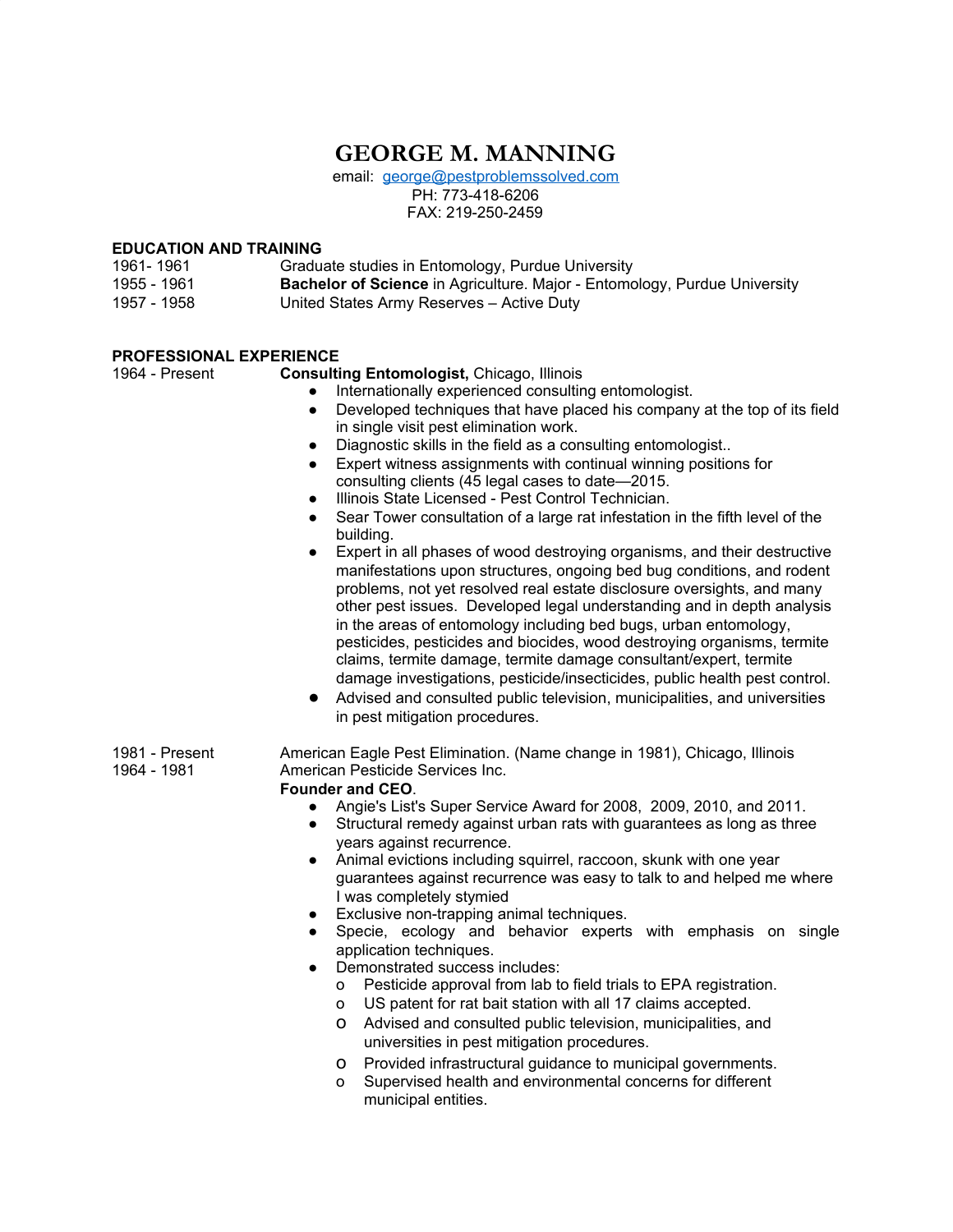# GEORGE M. MANNING

email: [george@pestproblemssolved.com](mailto:george@pestproblemssolved.com)
PH: 773-418-6206
FAX: 219-250-2459

## EDUCATION AND TRAINING

| | |
|---|---|
| 1961- 1961 | Graduate studies in Entomology, Purdue University |
| 1955 - 1961 | **Bachelor of Science** in Agriculture. Major - Entomology, Purdue University |
| 1957 - 1958 | United States Army Reserves – Active Duty |

## PROFESSIONAL EXPERIENCE

1964 - Present — **Consulting Entomologist,** Chicago, Illinois

- Internationally experienced consulting entomologist.
- Developed techniques that have placed his company at the top of its field in single visit pest elimination work.
- Diagnostic skills in the field as a consulting entomologist..
- Expert witness assignments with continual winning positions for consulting clients (45 legal cases to date—2015.
- Illinois State Licensed - Pest Control Technician.
- Sear Tower consultation of a large rat infestation in the fifth level of the building.
- Expert in all phases of wood destroying organisms, and their destructive manifestations upon structures, ongoing bed bug conditions, and rodent problems, not yet resolved real estate disclosure oversights, and many other pest issues. Developed legal understanding and in depth analysis in the areas of entomology including bed bugs, urban entomology, pesticides, pesticides and biocides, wood destroying organisms, termite claims, termite damage, termite damage consultant/expert, termite damage investigations, pesticide/insecticides, public health pest control.
- Advised and consulted public television, municipalities, and universities in pest mitigation procedures.

1981 - Present — American Eagle Pest Elimination. (Name change in 1981), Chicago, Illinois
1964 - 1981 — American Pesticide Services Inc.

**Founder and CEO**.

- Angie's List's Super Service Award for 2008, 2009, 2010, and 2011.
- Structural remedy against urban rats with guarantees as long as three years against recurrence.
- Animal evictions including squirrel, raccoon, skunk with one year guarantees against recurrence was easy to talk to and helped me where I was completely stymied
- Exclusive non-trapping animal techniques.
- Specie, ecology and behavior experts with emphasis on single application techniques.
- Demonstrated success includes:
    - Pesticide approval from lab to field trials to EPA registration.
    - US patent for rat bait station with all 17 claims accepted.
    - Advised and consulted public television, municipalities, and universities in pest mitigation procedures.
    - Provided infrastructural guidance to municipal governments.
    - Supervised health and environmental concerns for different municipal entities.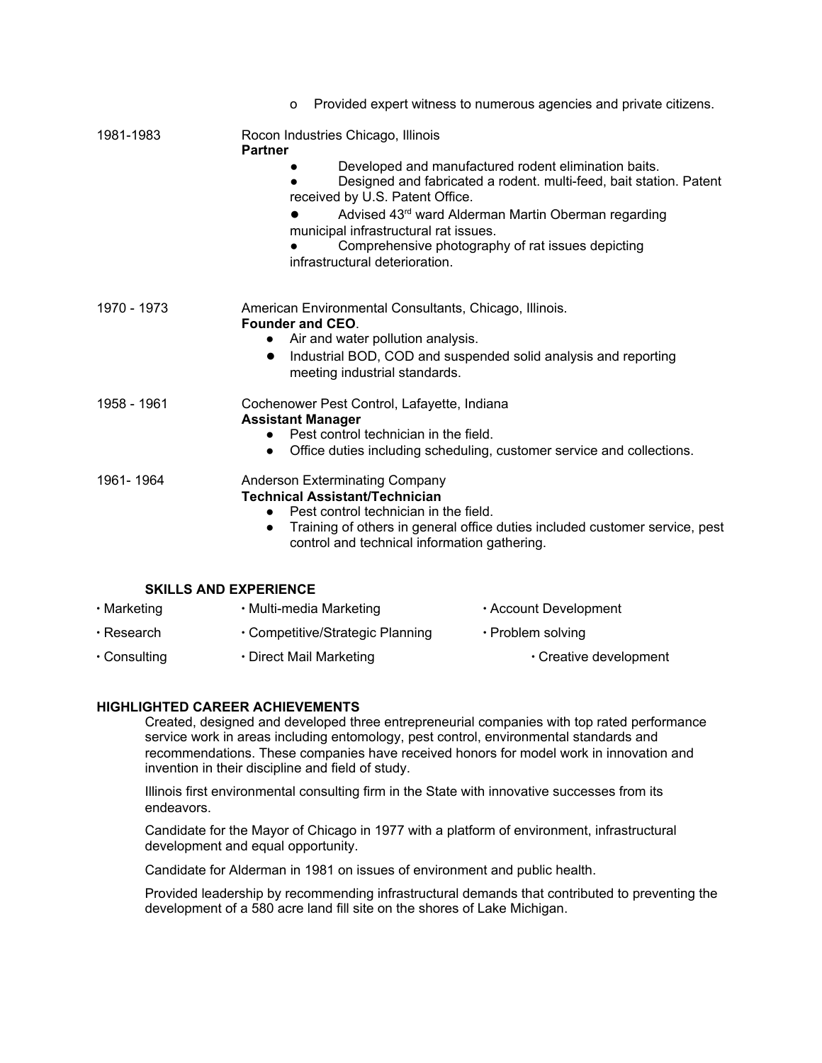- Provided expert witness to numerous agencies and private citizens.

1981-1983 — Rocon Industries Chicago, Illinois
**Partner**

- Developed and manufactured rodent elimination baits.
- Designed and fabricated a rodent. multi-feed, bait station. Patent received by U.S. Patent Office.
- Advised 43rd ward Alderman Martin Oberman regarding municipal infrastructural rat issues.
- Comprehensive photography of rat issues depicting infrastructural deterioration.

1970 - 1973 — American Environmental Consultants, Chicago, Illinois.
**Founder and CEO**.

- Air and water pollution analysis.
- Industrial BOD, COD and suspended solid analysis and reporting meeting industrial standards.

1958 - 1961 — Cochenower Pest Control, Lafayette, Indiana
**Assistant Manager**

- Pest control technician in the field.
- Office duties including scheduling, customer service and collections.

1961- 1964 — Anderson Exterminating Company
**Technical Assistant/Technician**

- Pest control technician in the field.
- Training of others in general office duties included customer service, pest control and technical information gathering.

**SKILLS AND EXPERIENCE**

| | | |
|---|---|---|
| • Marketing | • Multi-media Marketing | • Account Development |
| • Research | • Competitive/Strategic Planning | • Problem solving |
| • Consulting | • Direct Mail Marketing | • Creative development |

**HIGHLIGHTED CAREER ACHIEVEMENTS**

Created, designed and developed three entrepreneurial companies with top rated performance service work in areas including entomology, pest control, environmental standards and recommendations. These companies have received honors for model work in innovation and invention in their discipline and field of study.

Illinois first environmental consulting firm in the State with innovative successes from its endeavors.

Candidate for the Mayor of Chicago in 1977 with a platform of environment, infrastructural development and equal opportunity.

Candidate for Alderman in 1981 on issues of environment and public health.

Provided leadership by recommending infrastructural demands that contributed to preventing the development of a 580 acre land fill site on the shores of Lake Michigan.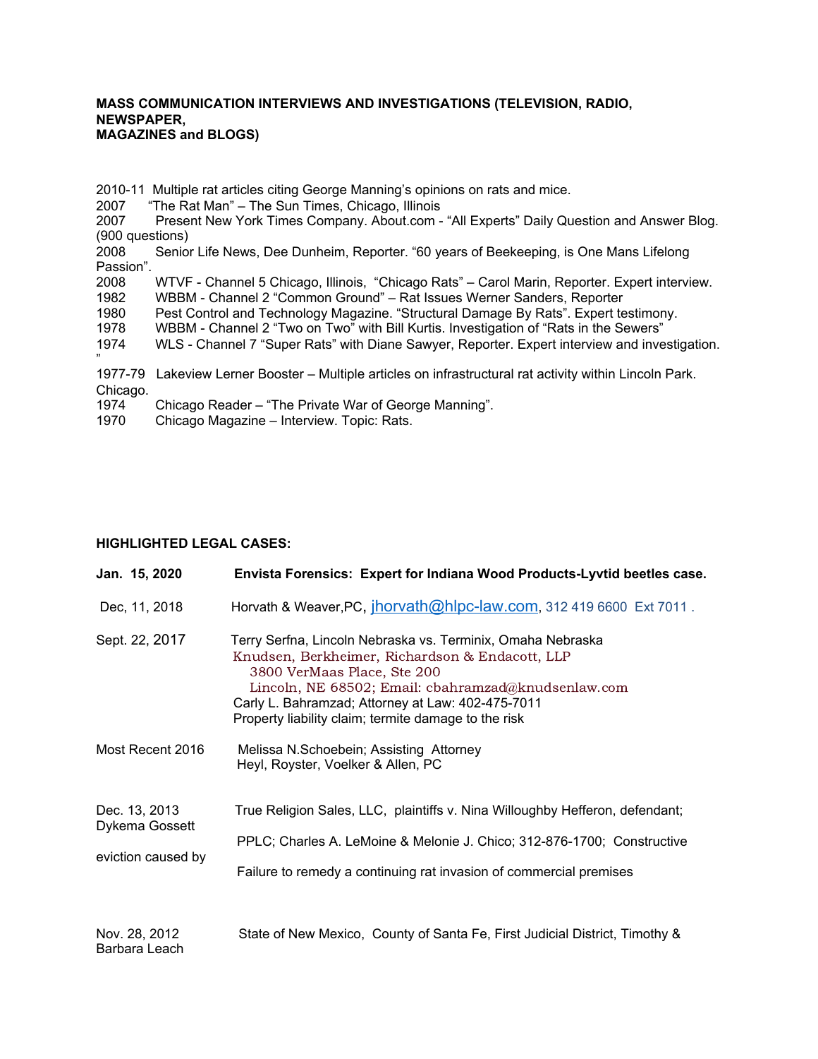**MASS COMMUNICATION INTERVIEWS AND INVESTIGATIONS (TELEVISION, RADIO, NEWSPAPER, MAGAZINES and BLOGS)**

2010-11 Multiple rat articles citing George Manning's opinions on rats and mice.
2007 "The Rat Man" – The Sun Times, Chicago, Illinois
2007 Present New York Times Company. About.com - "All Experts" Daily Question and Answer Blog. (900 questions)
2008 Senior Life News, Dee Dunheim, Reporter. "60 years of Beekeeping, is One Mans Lifelong Passion".
2008 WTVF - Channel 5 Chicago, Illinois, "Chicago Rats" – Carol Marin, Reporter. Expert interview.
1982 WBBM - Channel 2 "Common Ground" – Rat Issues Werner Sanders, Reporter
1980 Pest Control and Technology Magazine. "Structural Damage By Rats". Expert testimony.
1978 WBBM - Channel 2 "Two on Two" with Bill Kurtis. Investigation of "Rats in the Sewers"
1974 WLS - Channel 7 "Super Rats" with Diane Sawyer, Reporter. Expert interview and investigation. "
1977-79 Lakeview Lerner Booster – Multiple articles on infrastructural rat activity within Lincoln Park. Chicago.
1974 Chicago Reader – "The Private War of George Manning".
1970 Chicago Magazine – Interview. Topic: Rats.

**HIGHLIGHTED LEGAL CASES:**

| | |
|---|---|
| **Jan. 15, 2020** | **Envista Forensics: Expert for Indiana Wood Products-Lyvtid beetles case.** |
| Dec, 11, 2018 | Horvath & Weaver,PC, jhorvath@hlpc-law.com, 312 419 6600 Ext 7011 . |
| Sept. 22, 2017 | Terry Serfna, Lincoln Nebraska vs. Terminix, Omaha Nebraska<br>Knudsen, Berkheimer, Richardson & Endacott, LLP<br>3800 VerMaas Place, Ste 200<br>Lincoln, NE 68502; Email: cbahramzad@knudsenlaw.com<br>Carly L. Bahramzad; Attorney at Law: 402-475-7011<br>Property liability claim; termite damage to the risk |
| Most Recent 2016 | Melissa N.Schoebein; Assisting Attorney<br>Heyl, Royster, Voelker & Allen, PC |
| Dec. 13, 2013<br>Dykema Gossett<br>eviction caused by | True Religion Sales, LLC, plaintiffs v. Nina Willoughby Hefferon, defendant;<br>PPLC; Charles A. LeMoine & Melonie J. Chico; 312-876-1700; Constructive<br>Failure to remedy a continuing rat invasion of commercial premises |
| Nov. 28, 2012<br>Barbara Leach | State of New Mexico, County of Santa Fe, First Judicial District, Timothy & |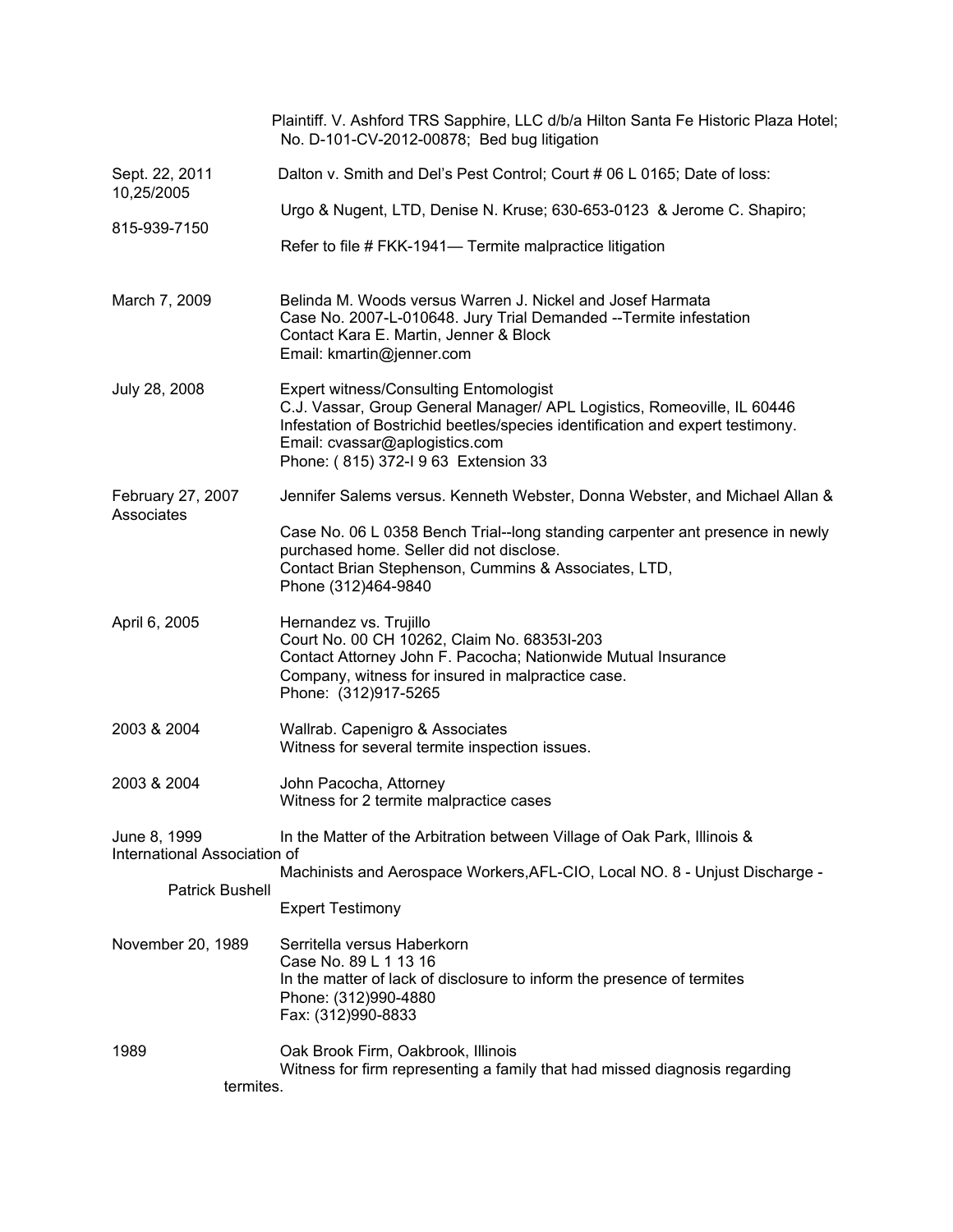Plaintiff. V. Ashford TRS Sapphire, LLC d/b/a Hilton Santa Fe Historic Plaza Hotel; No. D-101-CV-2012-00878; Bed bug litigation

| | |
|---|---|
| Sept. 22, 2011<br>10,25/2005<br><br>815-939-7150 | Dalton v. Smith and Del's Pest Control; Court # 06 L 0165; Date of loss:<br><br>Urgo & Nugent, LTD, Denise N. Kruse; 630-653-0123 & Jerome C. Shapiro;<br><br>Refer to file # FKK-1941— Termite malpractice litigation |
| March 7, 2009 | Belinda M. Woods versus Warren J. Nickel and Josef Harmata<br>Case No. 2007-L-010648. Jury Trial Demanded --Termite infestation<br>Contact Kara E. Martin, Jenner & Block<br>Email: kmartin@jenner.com |
| July 28, 2008 | Expert witness/Consulting Entomologist<br>C.J. Vassar, Group General Manager/ APL Logistics, Romeoville, IL 60446<br>Infestation of Bostrichid beetles/species identification and expert testimony.<br>Email: cvassar@aplogistics.com<br>Phone: ( 815) 372-I 9 63 Extension 33 |
| February 27, 2007 | Jennifer Salems versus. Kenneth Webster, Donna Webster, and Michael Allan & Associates<br><br>Case No. 06 L 0358 Bench Trial--long standing carpenter ant presence in newly purchased home. Seller did not disclose.<br>Contact Brian Stephenson, Cummins & Associates, LTD,<br>Phone (312)464-9840 |
| April 6, 2005 | Hernandez vs. Trujillo<br>Court No. 00 CH 10262, Claim No. 68353I-203<br>Contact Attorney John F. Pacocha; Nationwide Mutual Insurance Company, witness for insured in malpractice case.<br>Phone: (312)917-5265 |
| 2003 & 2004 | Wallrab. Capenigro & Associates<br>Witness for several termite inspection issues. |
| 2003 & 2004 | John Pacocha, Attorney<br>Witness for 2 termite malpractice cases |
| June 8, 1999 | In the Matter of the Arbitration between Village of Oak Park, Illinois & International Association of Machinists and Aerospace Workers,AFL-CIO, Local NO. 8 - Unjust Discharge - Patrick Bushell<br><br>Expert Testimony |
| November 20, 1989 | Serritella versus Haberkorn<br>Case No. 89 L 1 13 16<br>In the matter of lack of disclosure to inform the presence of termites<br>Phone: (312)990-4880<br>Fax: (312)990-8833 |
| 1989 | Oak Brook Firm, Oakbrook, Illinois<br>Witness for firm representing a family that had missed diagnosis regarding termites. |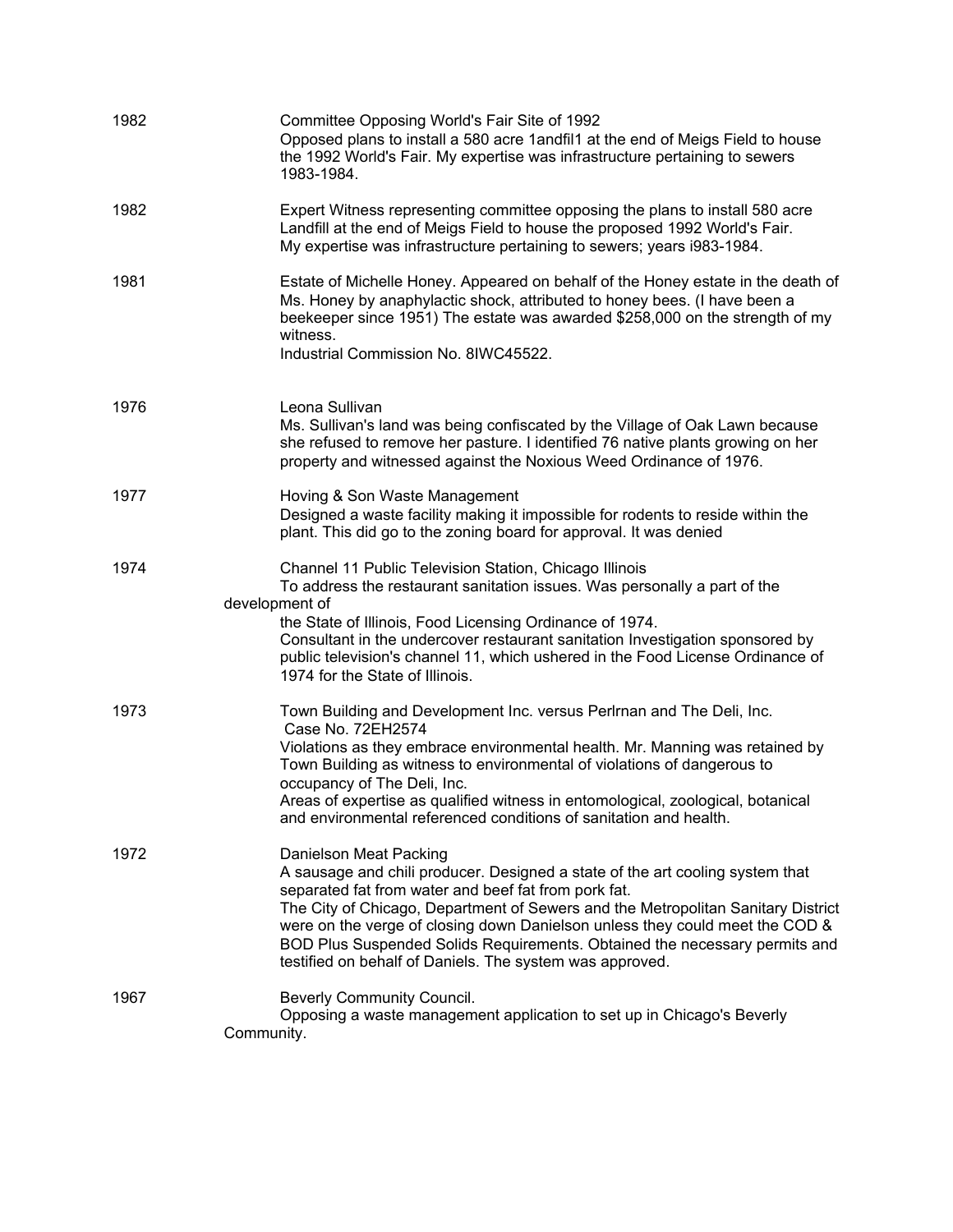1982 Committee Opposing World's Fair Site of 1992
Opposed plans to install a 580 acre 1andfil1 at the end of Meigs Field to house the 1992 World's Fair. My expertise was infrastructure pertaining to sewers 1983-1984.

1982 Expert Witness representing committee opposing the plans to install 580 acre Landfill at the end of Meigs Field to house the proposed 1992 World's Fair. My expertise was infrastructure pertaining to sewers; years i983-1984.

1981 Estate of Michelle Honey. Appeared on behalf of the Honey estate in the death of Ms. Honey by anaphylactic shock, attributed to honey bees. (I have been a beekeeper since 1951) The estate was awarded $258,000 on the strength of my witness.
Industrial Commission No. 8IWC45522.

1976 Leona Sullivan
Ms. Sullivan's land was being confiscated by the Village of Oak Lawn because she refused to remove her pasture. I identified 76 native plants growing on her property and witnessed against the Noxious Weed Ordinance of 1976.

1977 Hoving & Son Waste Management
Designed a waste facility making it impossible for rodents to reside within the plant. This did go to the zoning board for approval. It was denied

1974 Channel 11 Public Television Station, Chicago Illinois
To address the restaurant sanitation issues. Was personally a part of the development of
the State of Illinois, Food Licensing Ordinance of 1974.
Consultant in the undercover restaurant sanitation Investigation sponsored by public television's channel 11, which ushered in the Food License Ordinance of 1974 for the State of Illinois.

1973 Town Building and Development Inc. versus Perlrnan and The Deli, Inc.
Case No. 72EH2574
Violations as they embrace environmental health. Mr. Manning was retained by Town Building as witness to environmental of violations of dangerous to occupancy of The Deli, Inc.
Areas of expertise as qualified witness in entomological, zoological, botanical and environmental referenced conditions of sanitation and health.

1972 Danielson Meat Packing
A sausage and chili producer. Designed a state of the art cooling system that separated fat from water and beef fat from pork fat.
The City of Chicago, Department of Sewers and the Metropolitan Sanitary District were on the verge of closing down Danielson unless they could meet the COD & BOD Plus Suspended Solids Requirements. Obtained the necessary permits and testified on behalf of Daniels. The system was approved.

1967 Beverly Community Council.
Opposing a waste management application to set up in Chicago's Beverly Community.